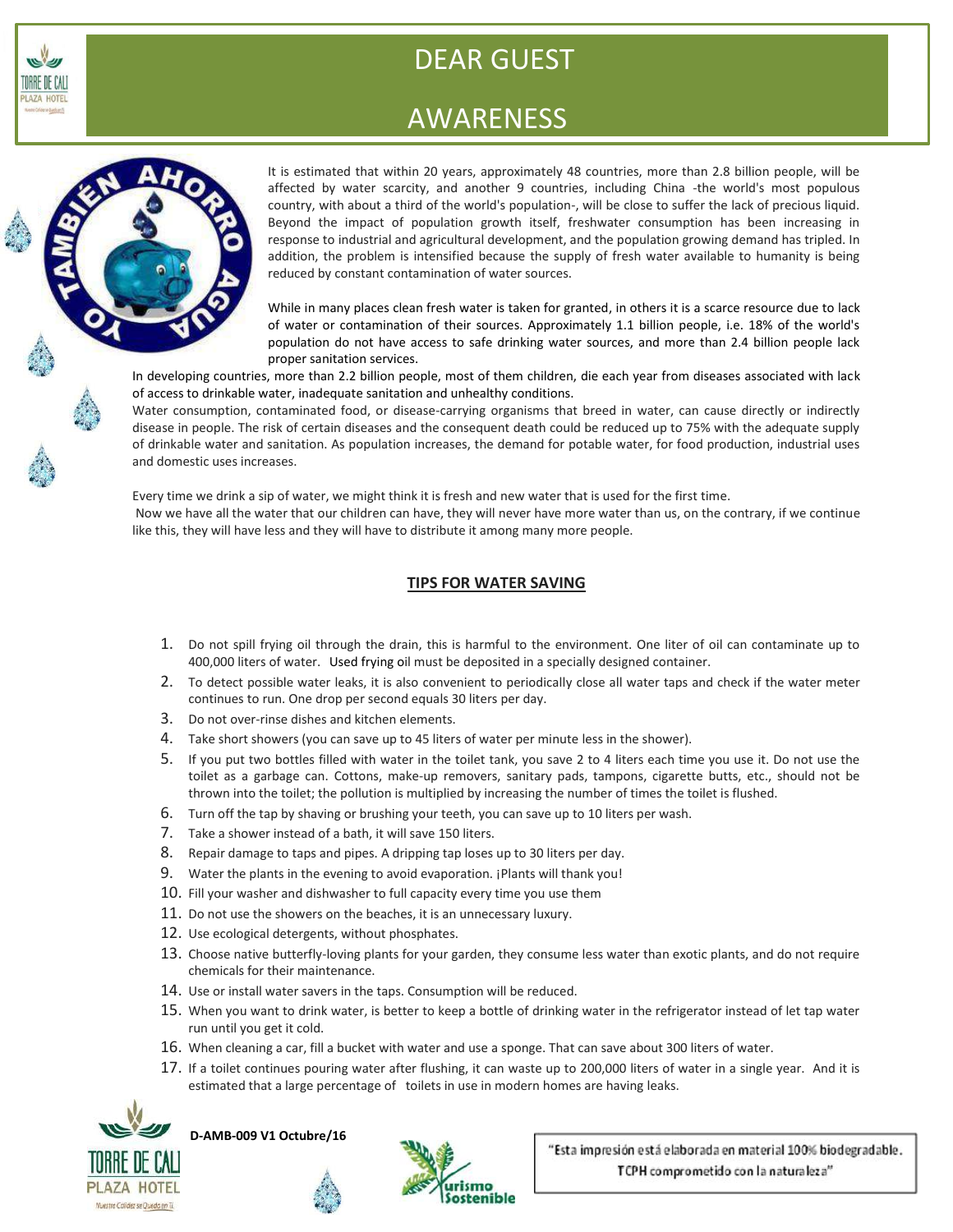# DEAR GUEST

# AWARENESS

It is estimated that within 20 years, approximately 48 countries, more than 2.8 billion people, will be affected by water scarcity, and another 9 countries, including China -the world's most populous country, with about a third of the world's population-, will be close to suffer the lack of precious liquid. Beyond the impact of population growth itself, freshwater consumption has been increasing in response to industrial and agricultural development, and the population growing demand has tripled. In addition, the problem is intensified because the supply of fresh water available to humanity is being reduced by constant contamination of water sources.

While in many places clean fresh water is taken for granted, in others it is a scarce resource due to lack of water or contamination of their sources. Approximately 1.1 billion people, i.e. 18% of the world's population do not have access to safe drinking water sources, and more than 2.4 billion people lack proper sanitation services.

In developing countries, more than 2.2 billion people, most of them children, die each year from diseases associated with lack of access to drinkable water, inadequate sanitation and unhealthy conditions.

Water consumption, contaminated food, or disease-carrying organisms that breed in water, can cause directly or indirectly disease in people. The risk of certain diseases and the consequent death could be reduced up to 75% with the adequate supply of drinkable water and sanitation. As population increases, the demand for potable water, for food production, industrial uses and domestic uses increases.

Every time we drink a sip of water, we might think it is fresh and new water that is used for the first time.

Now we have all the water that our children can have, they will never have more water than us, on the contrary, if we continue like this, they will have less and they will have to distribute it among many more people.

## TIPS FOR WATER SAVING

1. Do not spill frying oil through the drain, this is harmful to the environment. One liter of oil can contaminate up to 400,000 liters of water. Used frying oil must be deposited in a specially designed container.
2. To detect possible water leaks, it is also convenient to periodically close all water taps and check if the water meter continues to run. One drop per second equals 30 liters per day.
3. Do not over-rinse dishes and kitchen elements.
4. Take short showers (you can save up to 45 liters of water per minute less in the shower).
5. If you put two bottles filled with water in the toilet tank, you save 2 to 4 liters each time you use it. Do not use the toilet as a garbage can. Cottons, make-up removers, sanitary pads, tampons, cigarette butts, etc., should not be thrown into the toilet; the pollution is multiplied by increasing the number of times the toilet is flushed.
6. Turn off the tap by shaving or brushing your teeth, you can save up to 10 liters per wash.
7. Take a shower instead of a bath, it will save 150 liters.
8. Repair damage to taps and pipes. A dripping tap loses up to 30 liters per day.
9. Water the plants in the evening to avoid evaporation. ¡Plants will thank you!
10. Fill your washer and dishwasher to full capacity every time you use them
11. Do not use the showers on the beaches, it is an unnecessary luxury.
12. Use ecological detergents, without phosphates.
13. Choose native butterfly-loving plants for your garden, they consume less water than exotic plants, and do not require chemicals for their maintenance.
14. Use or install water savers in the taps. Consumption will be reduced.
15. When you want to drink water, is better to keep a bottle of drinking water in the refrigerator instead of let tap water run until you get it cold.
16. When cleaning a car, fill a bucket with water and use a sponge. That can save about 300 liters of water.
17. If a toilet continues pouring water after flushing, it can waste up to 200,000 liters of water in a single year. And it is estimated that a large percentage of toilets in use in modern homes are having leaks.

**D-AMB-009 V1 Octubre/16**

"Esta impresión está elaborada en material 100% biodegradable. TCPH comprometido con la naturaleza"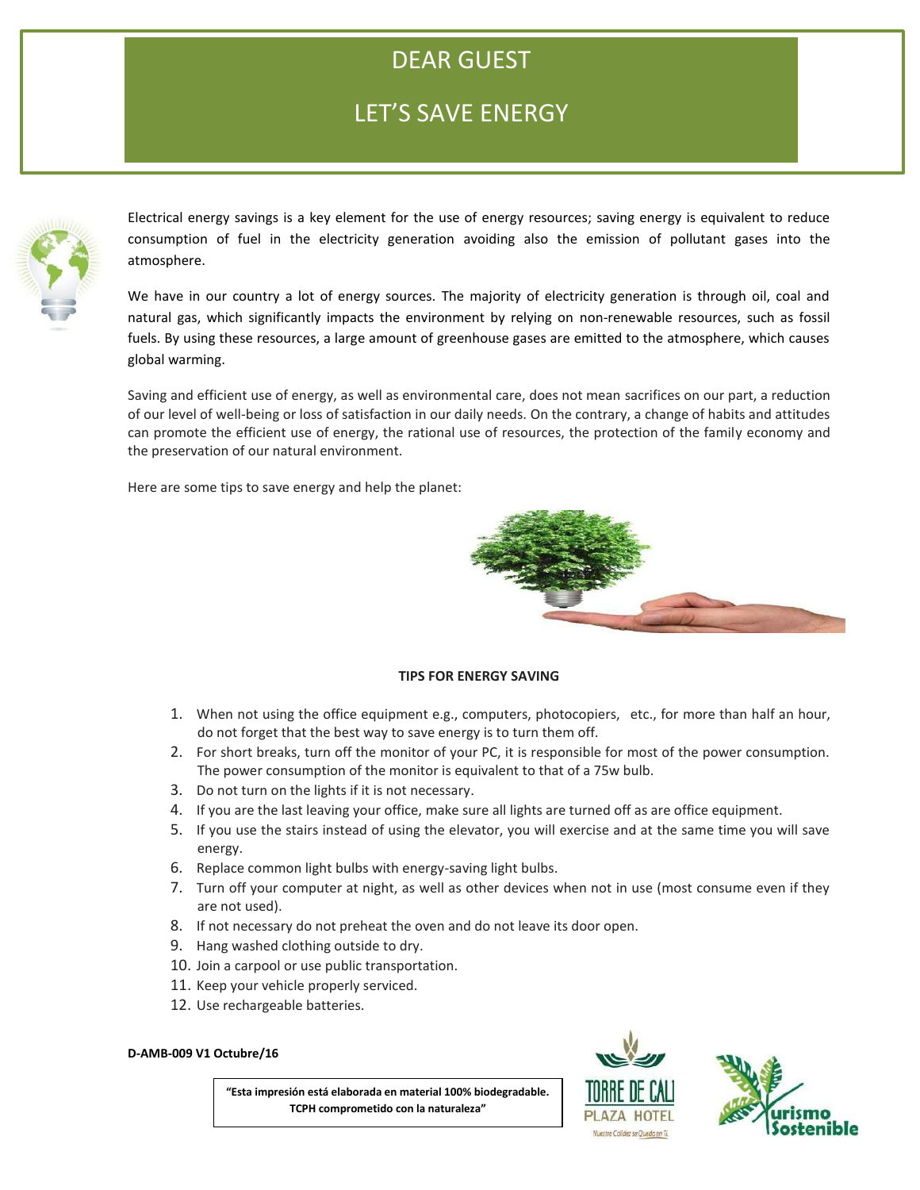# DEAR GUEST

# LET'S SAVE ENERGY

Electrical energy savings is a key element for the use of energy resources; saving energy is equivalent to reduce consumption of fuel in the electricity generation avoiding also the emission of pollutant gases into the atmosphere.

We have in our country a lot of energy sources. The majority of electricity generation is through oil, coal and natural gas, which significantly impacts the environment by relying on non-renewable resources, such as fossil fuels. By using these resources, a large amount of greenhouse gases are emitted to the atmosphere, which causes global warming.

Saving and efficient use of energy, as well as environmental care, does not mean sacrifices on our part, a reduction of our level of well-being or loss of satisfaction in our daily needs. On the contrary, a change of habits and attitudes can promote the efficient use of energy, the rational use of resources, the protection of the family economy and the preservation of our natural environment.

Here are some tips to save energy and help the planet:

**TIPS FOR ENERGY SAVING**

1. When not using the office equipment e.g., computers, photocopiers, etc., for more than half an hour, do not forget that the best way to save energy is to turn them off.
2. For short breaks, turn off the monitor of your PC, it is responsible for most of the power consumption. The power consumption of the monitor is equivalent to that of a 75w bulb.
3. Do not turn on the lights if it is not necessary.
4. If you are the last leaving your office, make sure all lights are turned off as are office equipment.
5. If you use the stairs instead of using the elevator, you will exercise and at the same time you will save energy.
6. Replace common light bulbs with energy-saving light bulbs.
7. Turn off your computer at night, as well as other devices when not in use (most consume even if they are not used).
8. If not necessary do not preheat the oven and do not leave its door open.
9. Hang washed clothing outside to dry.
10. Join a carpool or use public transportation.
11. Keep your vehicle properly serviced.
12. Use rechargeable batteries.

**D-AMB-009 V1 Octubre/16**

**"Esta impresión está elaborada en material 100% biodegradable. TCPH comprometido con la naturaleza"**

TORRE DE CALI PLAZA HOTEL
Nuestra Calidez se Queda en Ti

Turismo Sostenible